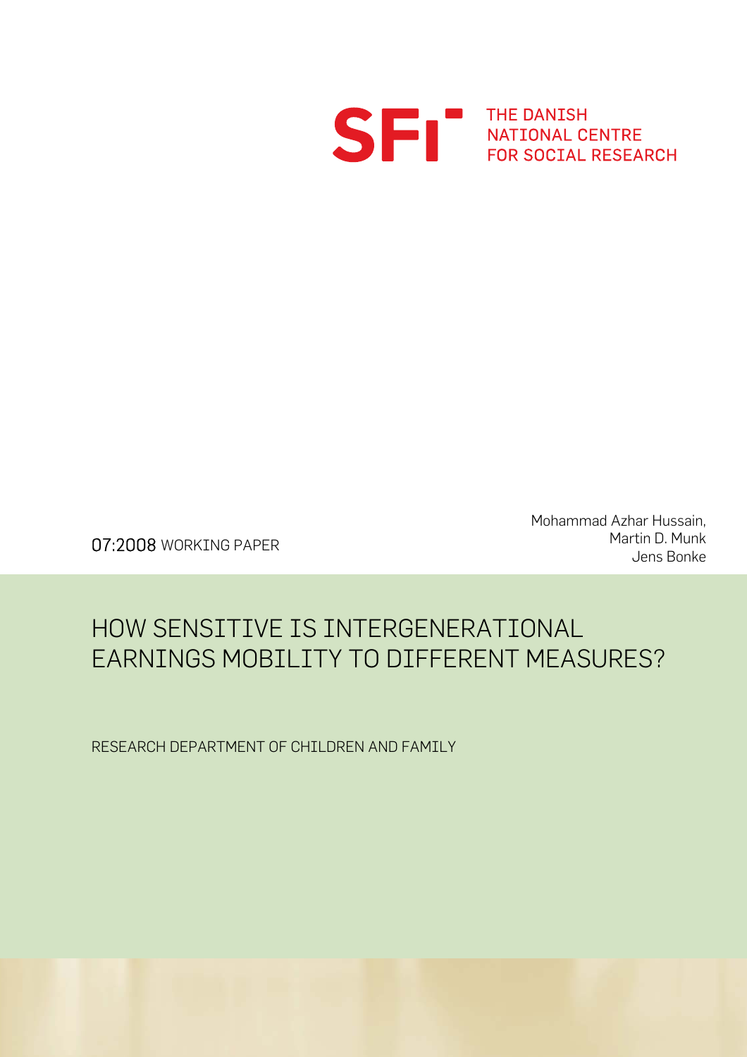SFI THE DANISH NATIONAL CENTRE FOR SOCIAL RESEARCH

07:2008 WORKING PAPER

Mohammad Azhar Hussain,
Martin D. Munk
Jens Bonke

# HOW SENSITIVE IS INTERGENERATIONAL EARNINGS MOBILITY TO DIFFERENT MEASURES?

RESEARCH DEPARTMENT OF CHILDREN AND FAMILY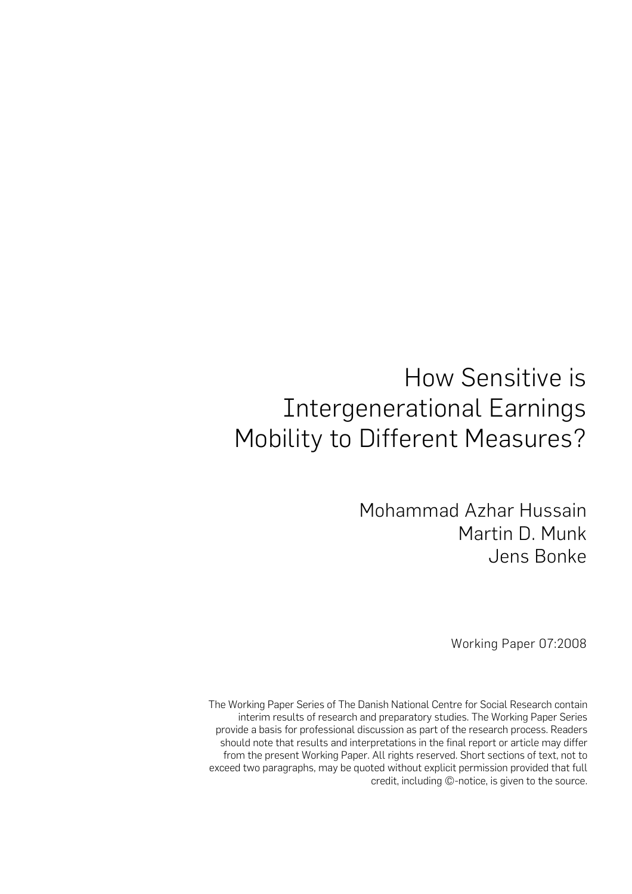# How Sensitive is Intergenerational Earnings Mobility to Different Measures?

Mohammad Azhar Hussain
Martin D. Munk
Jens Bonke

Working Paper 07:2008

The Working Paper Series of The Danish National Centre for Social Research contain interim results of research and preparatory studies. The Working Paper Series provide a basis for professional discussion as part of the research process. Readers should note that results and interpretations in the final report or article may differ from the present Working Paper. All rights reserved. Short sections of text, not to exceed two paragraphs, may be quoted without explicit permission provided that full credit, including ©-notice, is given to the source.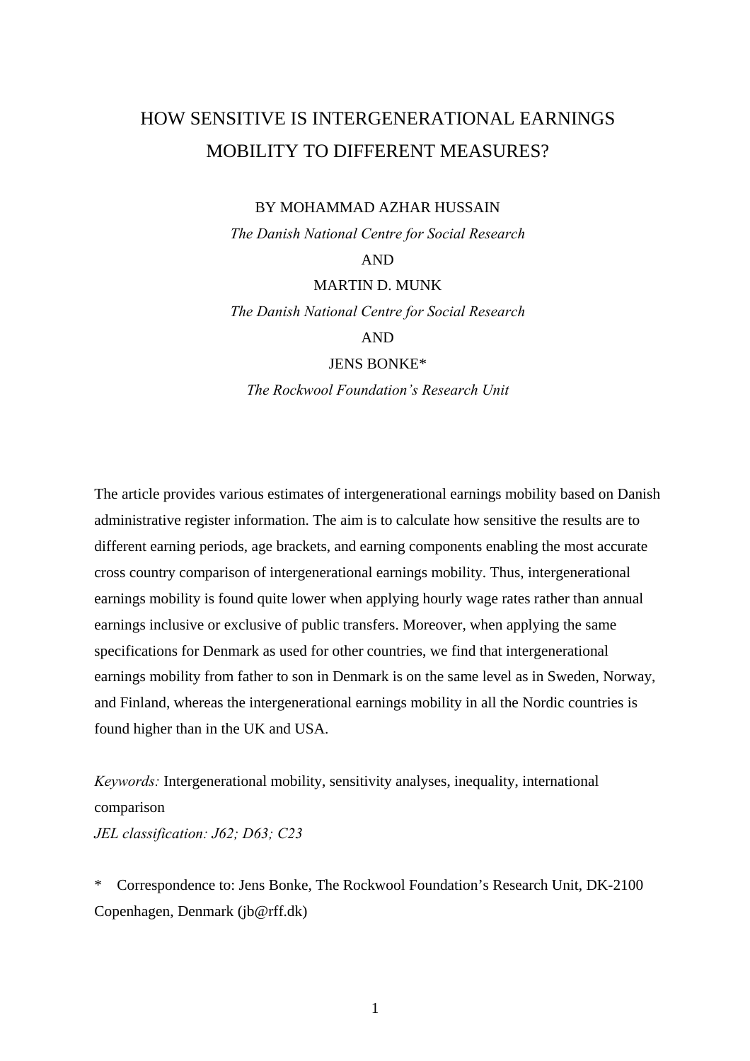# HOW SENSITIVE IS INTERGENERATIONAL EARNINGS MOBILITY TO DIFFERENT MEASURES?

BY MOHAMMAD AZHAR HUSSAIN

*The Danish National Centre for Social Research*

AND

MARTIN D. MUNK

*The Danish National Centre for Social Research*

AND

JENS BONKE*

*The Rockwool Foundation's Research Unit*

The article provides various estimates of intergenerational earnings mobility based on Danish administrative register information. The aim is to calculate how sensitive the results are to different earning periods, age brackets, and earning components enabling the most accurate cross country comparison of intergenerational earnings mobility. Thus, intergenerational earnings mobility is found quite lower when applying hourly wage rates rather than annual earnings inclusive or exclusive of public transfers. Moreover, when applying the same specifications for Denmark as used for other countries, we find that intergenerational earnings mobility from father to son in Denmark is on the same level as in Sweden, Norway, and Finland, whereas the intergenerational earnings mobility in all the Nordic countries is found higher than in the UK and USA.

*Keywords:* Intergenerational mobility, sensitivity analyses, inequality, international comparison

*JEL classification: J62; D63; C23*

\* Correspondence to: Jens Bonke, The Rockwool Foundation's Research Unit, DK-2100 Copenhagen, Denmark (jb@rff.dk)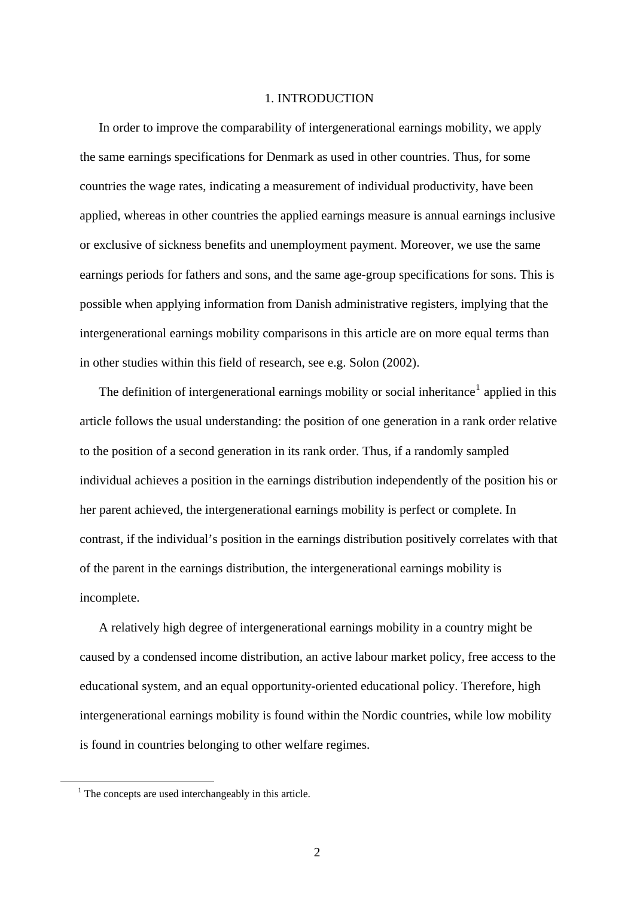# 1. INTRODUCTION

In order to improve the comparability of intergenerational earnings mobility, we apply the same earnings specifications for Denmark as used in other countries. Thus, for some countries the wage rates, indicating a measurement of individual productivity, have been applied, whereas in other countries the applied earnings measure is annual earnings inclusive or exclusive of sickness benefits and unemployment payment. Moreover, we use the same earnings periods for fathers and sons, and the same age-group specifications for sons. This is possible when applying information from Danish administrative registers, implying that the intergenerational earnings mobility comparisons in this article are on more equal terms than in other studies within this field of research, see e.g. Solon (2002).

The definition of intergenerational earnings mobility or social inheritance[1] applied in this article follows the usual understanding: the position of one generation in a rank order relative to the position of a second generation in its rank order. Thus, if a randomly sampled individual achieves a position in the earnings distribution independently of the position his or her parent achieved, the intergenerational earnings mobility is perfect or complete. In contrast, if the individual's position in the earnings distribution positively correlates with that of the parent in the earnings distribution, the intergenerational earnings mobility is incomplete.

A relatively high degree of intergenerational earnings mobility in a country might be caused by a condensed income distribution, an active labour market policy, free access to the educational system, and an equal opportunity-oriented educational policy. Therefore, high intergenerational earnings mobility is found within the Nordic countries, while low mobility is found in countries belonging to other welfare regimes.

[1] The concepts are used interchangeably in this article.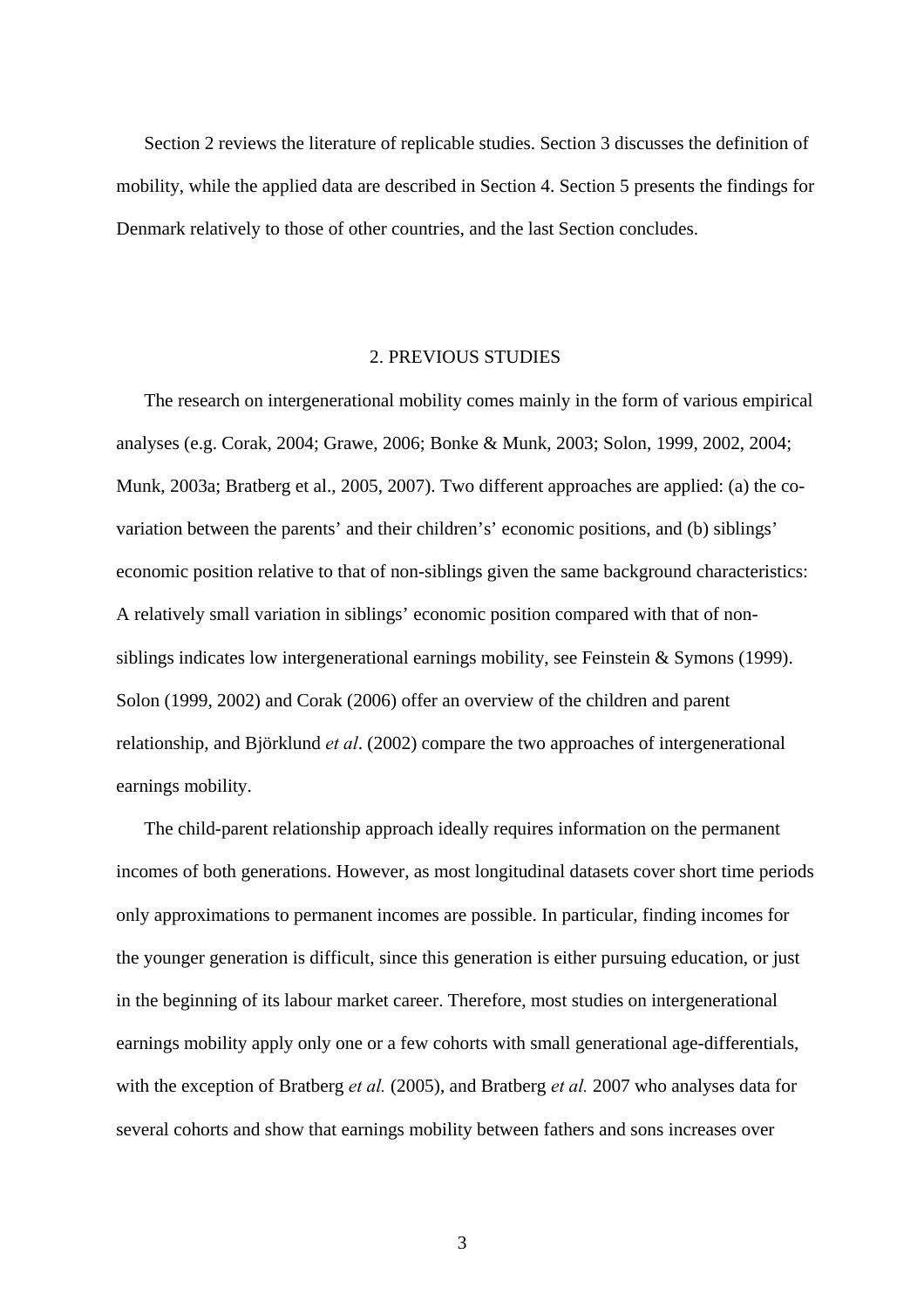Section 2 reviews the literature of replicable studies. Section 3 discusses the definition of mobility, while the applied data are described in Section 4. Section 5 presents the findings for Denmark relatively to those of other countries, and the last Section concludes.

## 2. PREVIOUS STUDIES

The research on intergenerational mobility comes mainly in the form of various empirical analyses (e.g. Corak, 2004; Grawe, 2006; Bonke & Munk, 2003; Solon, 1999, 2002, 2004; Munk, 2003a; Bratberg et al., 2005, 2007). Two different approaches are applied: (a) the co-variation between the parents' and their children's' economic positions, and (b) siblings' economic position relative to that of non-siblings given the same background characteristics: A relatively small variation in siblings' economic position compared with that of non-siblings indicates low intergenerational earnings mobility, see Feinstein & Symons (1999). Solon (1999, 2002) and Corak (2006) offer an overview of the children and parent relationship, and Björklund *et al*. (2002) compare the two approaches of intergenerational earnings mobility.

The child-parent relationship approach ideally requires information on the permanent incomes of both generations. However, as most longitudinal datasets cover short time periods only approximations to permanent incomes are possible. In particular, finding incomes for the younger generation is difficult, since this generation is either pursuing education, or just in the beginning of its labour market career. Therefore, most studies on intergenerational earnings mobility apply only one or a few cohorts with small generational age-differentials, with the exception of Bratberg *et al.* (2005), and Bratberg *et al.* 2007 who analyses data for several cohorts and show that earnings mobility between fathers and sons increases over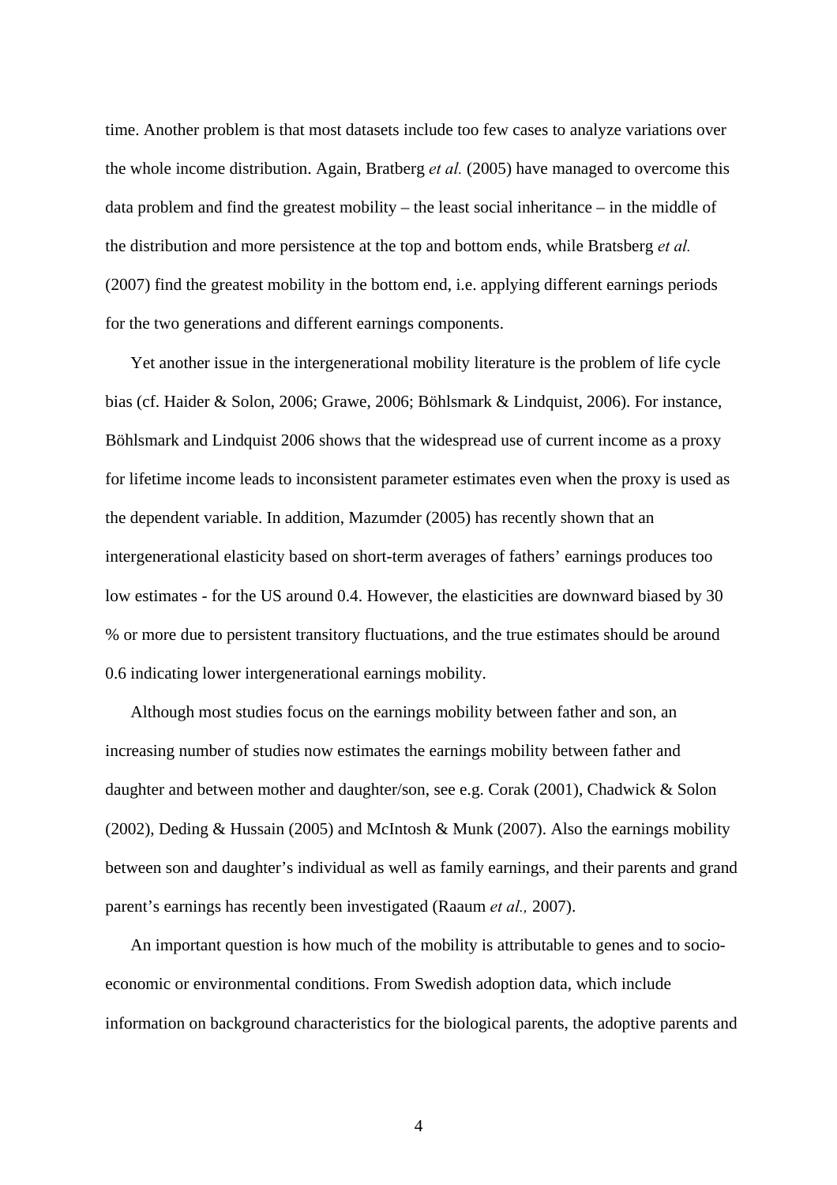time. Another problem is that most datasets include too few cases to analyze variations over the whole income distribution. Again, Bratberg *et al.* (2005) have managed to overcome this data problem and find the greatest mobility – the least social inheritance – in the middle of the distribution and more persistence at the top and bottom ends, while Bratsberg *et al.* (2007) find the greatest mobility in the bottom end, i.e. applying different earnings periods for the two generations and different earnings components.

Yet another issue in the intergenerational mobility literature is the problem of life cycle bias (cf. Haider & Solon, 2006; Grawe, 2006; Böhlsmark & Lindquist, 2006). For instance, Böhlsmark and Lindquist 2006 shows that the widespread use of current income as a proxy for lifetime income leads to inconsistent parameter estimates even when the proxy is used as the dependent variable. In addition, Mazumder (2005) has recently shown that an intergenerational elasticity based on short-term averages of fathers' earnings produces too low estimates - for the US around 0.4. However, the elasticities are downward biased by 30 % or more due to persistent transitory fluctuations, and the true estimates should be around 0.6 indicating lower intergenerational earnings mobility.

Although most studies focus on the earnings mobility between father and son, an increasing number of studies now estimates the earnings mobility between father and daughter and between mother and daughter/son, see e.g. Corak (2001), Chadwick & Solon (2002), Deding & Hussain (2005) and McIntosh & Munk (2007). Also the earnings mobility between son and daughter's individual as well as family earnings, and their parents and grand parent's earnings has recently been investigated (Raaum *et al.,* 2007).

An important question is how much of the mobility is attributable to genes and to socio-economic or environmental conditions. From Swedish adoption data, which include information on background characteristics for the biological parents, the adoptive parents and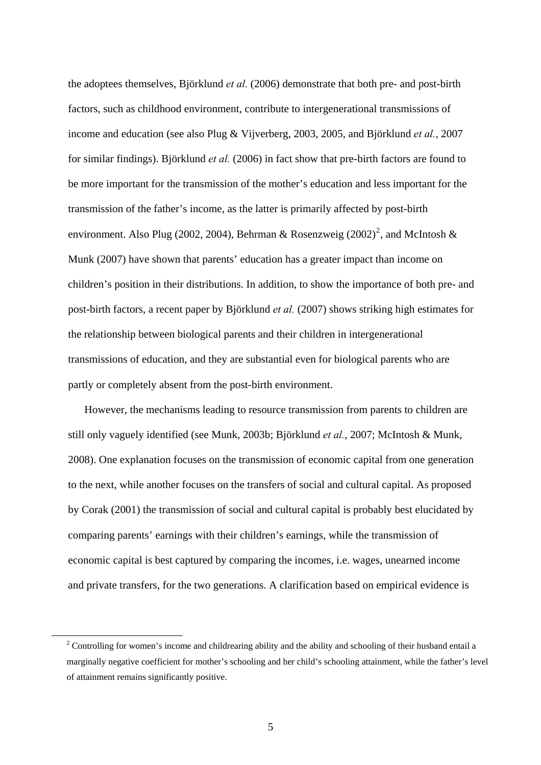the adoptees themselves, Björklund *et al.* (2006) demonstrate that both pre- and post-birth factors, such as childhood environment, contribute to intergenerational transmissions of income and education (see also Plug & Vijverberg, 2003, 2005, and Björklund *et al.*, 2007 for similar findings). Björklund *et al.* (2006) in fact show that pre-birth factors are found to be more important for the transmission of the mother's education and less important for the transmission of the father's income, as the latter is primarily affected by post-birth environment. Also Plug (2002, 2004), Behrman & Rosenzweig (2002)[2], and McIntosh & Munk (2007) have shown that parents' education has a greater impact than income on children's position in their distributions. In addition, to show the importance of both pre- and post-birth factors, a recent paper by Björklund *et al.* (2007) shows striking high estimates for the relationship between biological parents and their children in intergenerational transmissions of education, and they are substantial even for biological parents who are partly or completely absent from the post-birth environment.

However, the mechanisms leading to resource transmission from parents to children are still only vaguely identified (see Munk, 2003b; Björklund *et al.*, 2007; McIntosh & Munk, 2008). One explanation focuses on the transmission of economic capital from one generation to the next, while another focuses on the transfers of social and cultural capital. As proposed by Corak (2001) the transmission of social and cultural capital is probably best elucidated by comparing parents' earnings with their children's earnings, while the transmission of economic capital is best captured by comparing the incomes, i.e. wages, unearned income and private transfers, for the two generations. A clarification based on empirical evidence is

[2] Controlling for women's income and childrearing ability and the ability and schooling of their husband entail a marginally negative coefficient for mother's schooling and her child's schooling attainment, while the father's level of attainment remains significantly positive.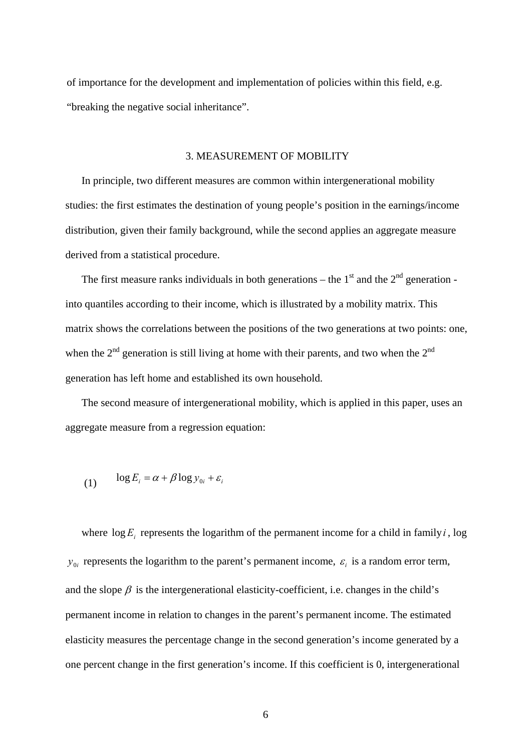of importance for the development and implementation of policies within this field, e.g. "breaking the negative social inheritance".

## 3. MEASUREMENT OF MOBILITY

In principle, two different measures are common within intergenerational mobility studies: the first estimates the destination of young people's position in the earnings/income distribution, given their family background, while the second applies an aggregate measure derived from a statistical procedure.

The first measure ranks individuals in both generations – the 1st and the 2nd generation - into quantiles according to their income, which is illustrated by a mobility matrix. This matrix shows the correlations between the positions of the two generations at two points: one, when the 2nd generation is still living at home with their parents, and two when the 2nd generation has left home and established its own household.

The second measure of intergenerational mobility, which is applied in this paper, uses an aggregate measure from a regression equation:

$$\log E_i = \alpha + \beta \log y_{0i} + \varepsilon_i \tag{1}$$

where $\log E_i$ represents the logarithm of the permanent income for a child in family $i$, log $y_{0i}$ represents the logarithm to the parent's permanent income, $\varepsilon_i$ is a random error term, and the slope $\beta$ is the intergenerational elasticity-coefficient, i.e. changes in the child's permanent income in relation to changes in the parent's permanent income. The estimated elasticity measures the percentage change in the second generation's income generated by a one percent change in the first generation's income. If this coefficient is 0, intergenerational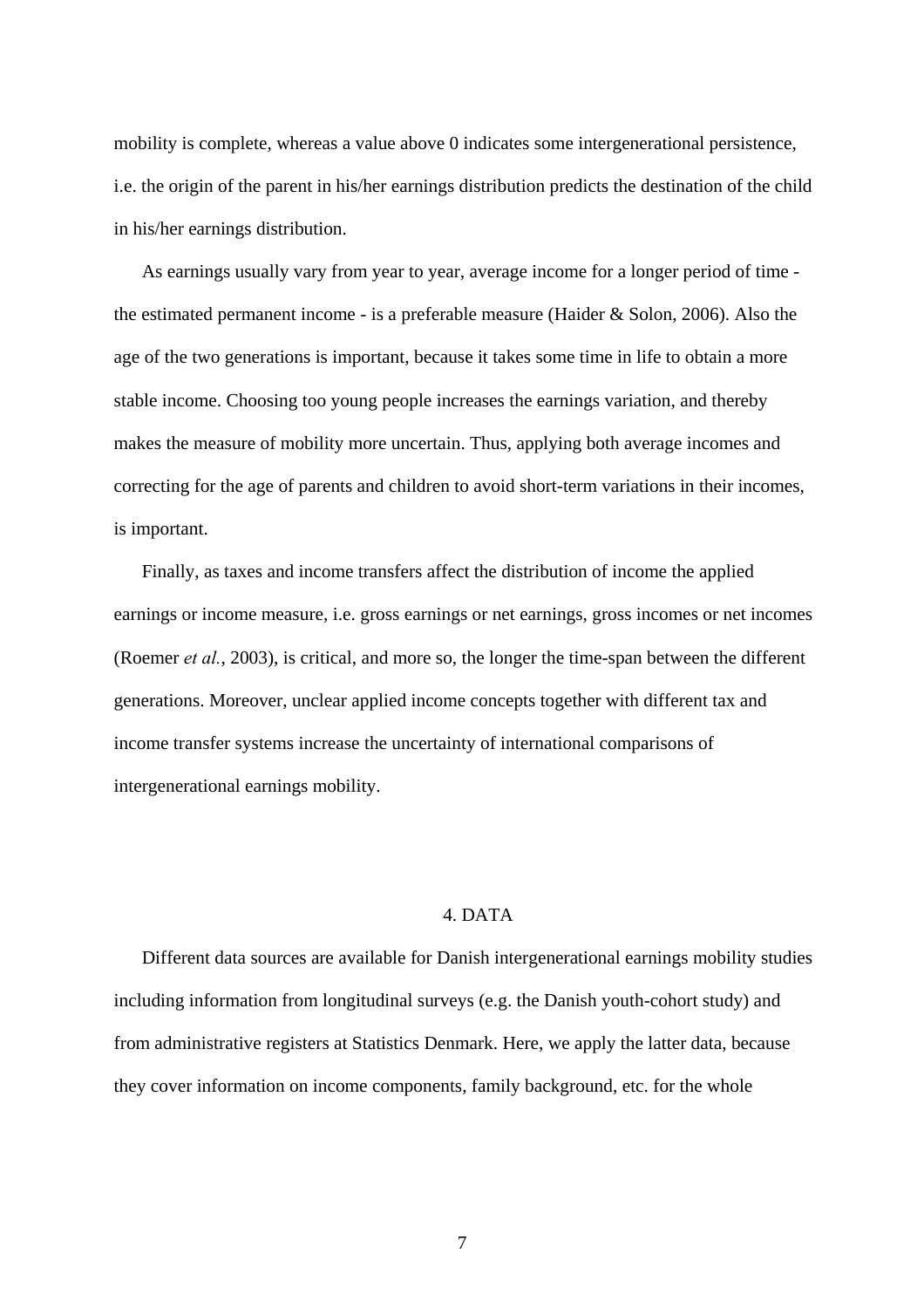mobility is complete, whereas a value above 0 indicates some intergenerational persistence, i.e. the origin of the parent in his/her earnings distribution predicts the destination of the child in his/her earnings distribution.

As earnings usually vary from year to year, average income for a longer period of time - the estimated permanent income - is a preferable measure (Haider & Solon, 2006). Also the age of the two generations is important, because it takes some time in life to obtain a more stable income. Choosing too young people increases the earnings variation, and thereby makes the measure of mobility more uncertain. Thus, applying both average incomes and correcting for the age of parents and children to avoid short-term variations in their incomes, is important.

Finally, as taxes and income transfers affect the distribution of income the applied earnings or income measure, i.e. gross earnings or net earnings, gross incomes or net incomes (Roemer *et al.*, 2003), is critical, and more so, the longer the time-span between the different generations. Moreover, unclear applied income concepts together with different tax and income transfer systems increase the uncertainty of international comparisons of intergenerational earnings mobility.

## 4. DATA

Different data sources are available for Danish intergenerational earnings mobility studies including information from longitudinal surveys (e.g. the Danish youth-cohort study) and from administrative registers at Statistics Denmark. Here, we apply the latter data, because they cover information on income components, family background, etc. for the whole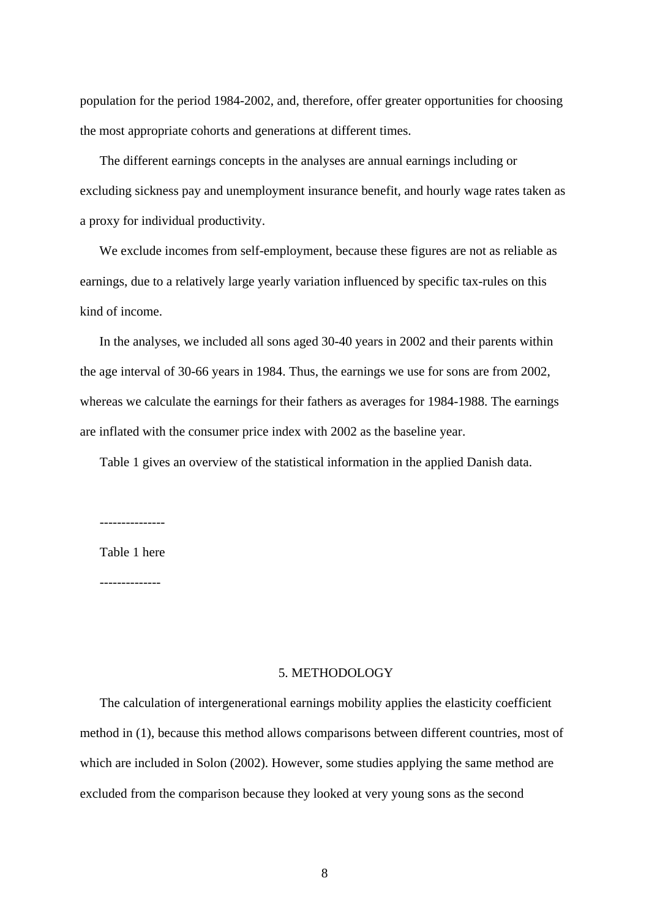population for the period 1984-2002, and, therefore, offer greater opportunities for choosing the most appropriate cohorts and generations at different times.

The different earnings concepts in the analyses are annual earnings including or excluding sickness pay and unemployment insurance benefit, and hourly wage rates taken as a proxy for individual productivity.

We exclude incomes from self-employment, because these figures are not as reliable as earnings, due to a relatively large yearly variation influenced by specific tax-rules on this kind of income.

In the analyses, we included all sons aged 30-40 years in 2002 and their parents within the age interval of 30-66 years in 1984. Thus, the earnings we use for sons are from 2002, whereas we calculate the earnings for their fathers as averages for 1984-1988. The earnings are inflated with the consumer price index with 2002 as the baseline year.

Table 1 gives an overview of the statistical information in the applied Danish data.

---------------

Table 1 here

--------------

## 5. METHODOLOGY

The calculation of intergenerational earnings mobility applies the elasticity coefficient method in (1), because this method allows comparisons between different countries, most of which are included in Solon (2002). However, some studies applying the same method are excluded from the comparison because they looked at very young sons as the second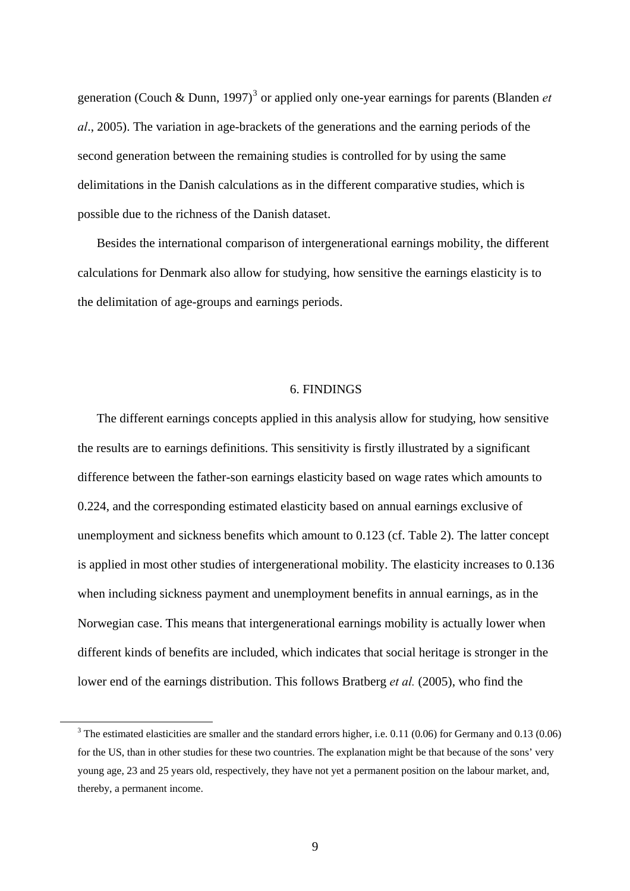generation (Couch & Dunn, 1997)[3] or applied only one-year earnings for parents (Blanden *et al*., 2005). The variation in age-brackets of the generations and the earning periods of the second generation between the remaining studies is controlled for by using the same delimitations in the Danish calculations as in the different comparative studies, which is possible due to the richness of the Danish dataset.

Besides the international comparison of intergenerational earnings mobility, the different calculations for Denmark also allow for studying, how sensitive the earnings elasticity is to the delimitation of age-groups and earnings periods.

## 6. FINDINGS

The different earnings concepts applied in this analysis allow for studying, how sensitive the results are to earnings definitions. This sensitivity is firstly illustrated by a significant difference between the father-son earnings elasticity based on wage rates which amounts to 0.224, and the corresponding estimated elasticity based on annual earnings exclusive of unemployment and sickness benefits which amount to 0.123 (cf. Table 2). The latter concept is applied in most other studies of intergenerational mobility. The elasticity increases to 0.136 when including sickness payment and unemployment benefits in annual earnings, as in the Norwegian case. This means that intergenerational earnings mobility is actually lower when different kinds of benefits are included, which indicates that social heritage is stronger in the lower end of the earnings distribution. This follows Bratberg *et al.* (2005), who find the

---

[3] The estimated elasticities are smaller and the standard errors higher, i.e. 0.11 (0.06) for Germany and 0.13 (0.06) for the US, than in other studies for these two countries. The explanation might be that because of the sons' very young age, 23 and 25 years old, respectively, they have not yet a permanent position on the labour market, and, thereby, a permanent income.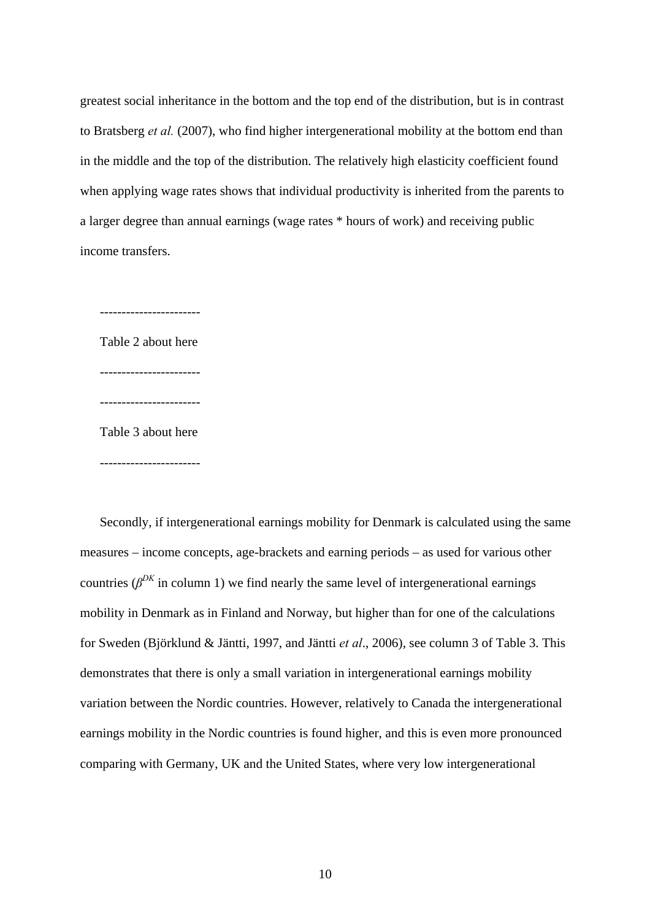greatest social inheritance in the bottom and the top end of the distribution, but is in contrast to Bratsberg *et al.* (2007), who find higher intergenerational mobility at the bottom end than in the middle and the top of the distribution. The relatively high elasticity coefficient found when applying wage rates shows that individual productivity is inherited from the parents to a larger degree than annual earnings (wage rates * hours of work) and receiving public income transfers.

----------------------

Table 2 about here

----------------------

----------------------

Table 3 about here

----------------------

Secondly, if intergenerational earnings mobility for Denmark is calculated using the same measures – income concepts, age-brackets and earning periods – as used for various other countries ($\beta^{DK}$ in column 1) we find nearly the same level of intergenerational earnings mobility in Denmark as in Finland and Norway, but higher than for one of the calculations for Sweden (Björklund & Jäntti, 1997, and Jäntti *et al*., 2006), see column 3 of Table 3. This demonstrates that there is only a small variation in intergenerational earnings mobility variation between the Nordic countries. However, relatively to Canada the intergenerational earnings mobility in the Nordic countries is found higher, and this is even more pronounced comparing with Germany, UK and the United States, where very low intergenerational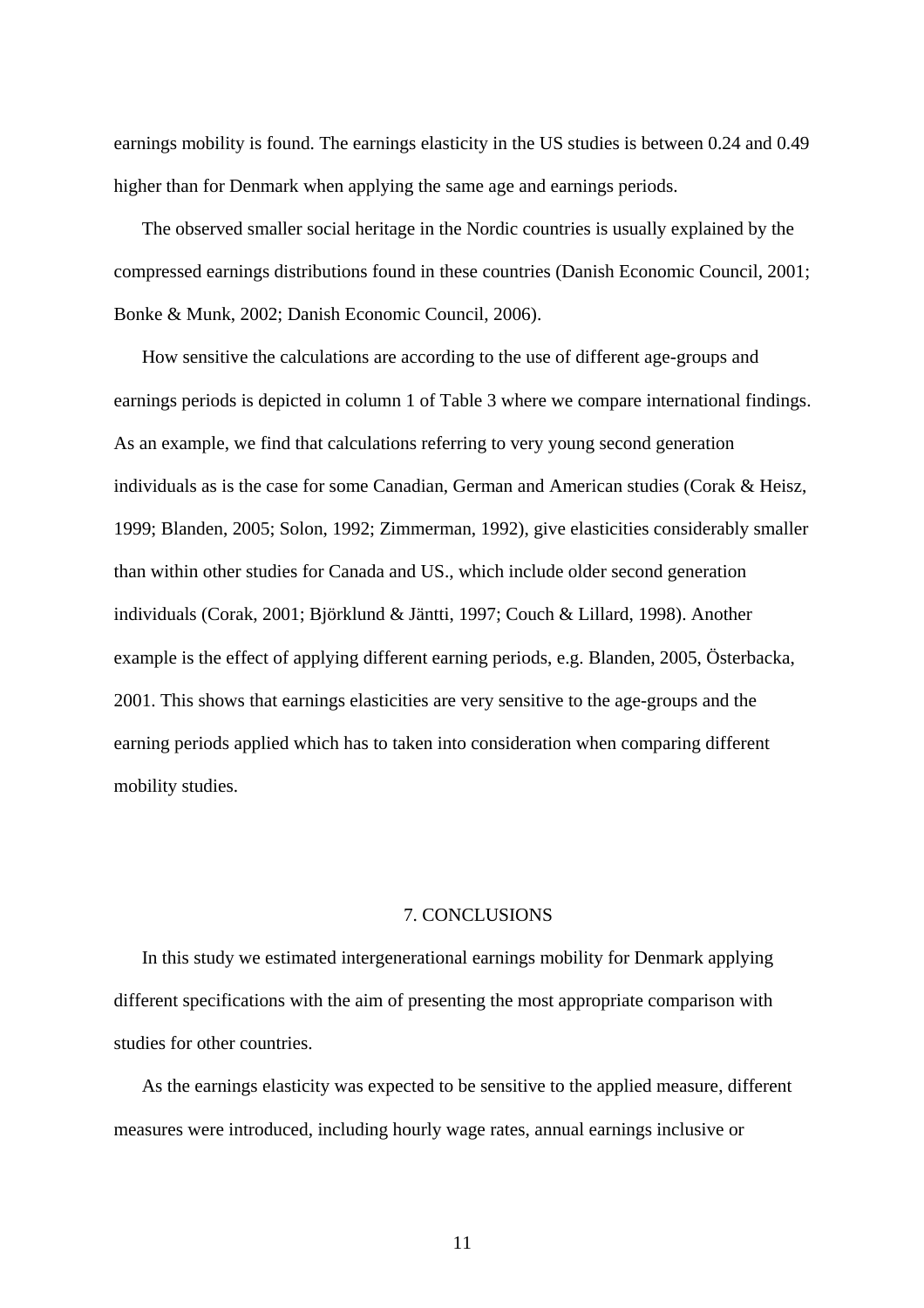earnings mobility is found. The earnings elasticity in the US studies is between 0.24 and 0.49 higher than for Denmark when applying the same age and earnings periods.

The observed smaller social heritage in the Nordic countries is usually explained by the compressed earnings distributions found in these countries (Danish Economic Council, 2001; Bonke & Munk, 2002; Danish Economic Council, 2006).

How sensitive the calculations are according to the use of different age-groups and earnings periods is depicted in column 1 of Table 3 where we compare international findings. As an example, we find that calculations referring to very young second generation individuals as is the case for some Canadian, German and American studies (Corak & Heisz, 1999; Blanden, 2005; Solon, 1992; Zimmerman, 1992), give elasticities considerably smaller than within other studies for Canada and US., which include older second generation individuals (Corak, 2001; Björklund & Jäntti, 1997; Couch & Lillard, 1998). Another example is the effect of applying different earning periods, e.g. Blanden, 2005, Österbacka, 2001. This shows that earnings elasticities are very sensitive to the age-groups and the earning periods applied which has to taken into consideration when comparing different mobility studies.

## 7. CONCLUSIONS

In this study we estimated intergenerational earnings mobility for Denmark applying different specifications with the aim of presenting the most appropriate comparison with studies for other countries.

As the earnings elasticity was expected to be sensitive to the applied measure, different measures were introduced, including hourly wage rates, annual earnings inclusive or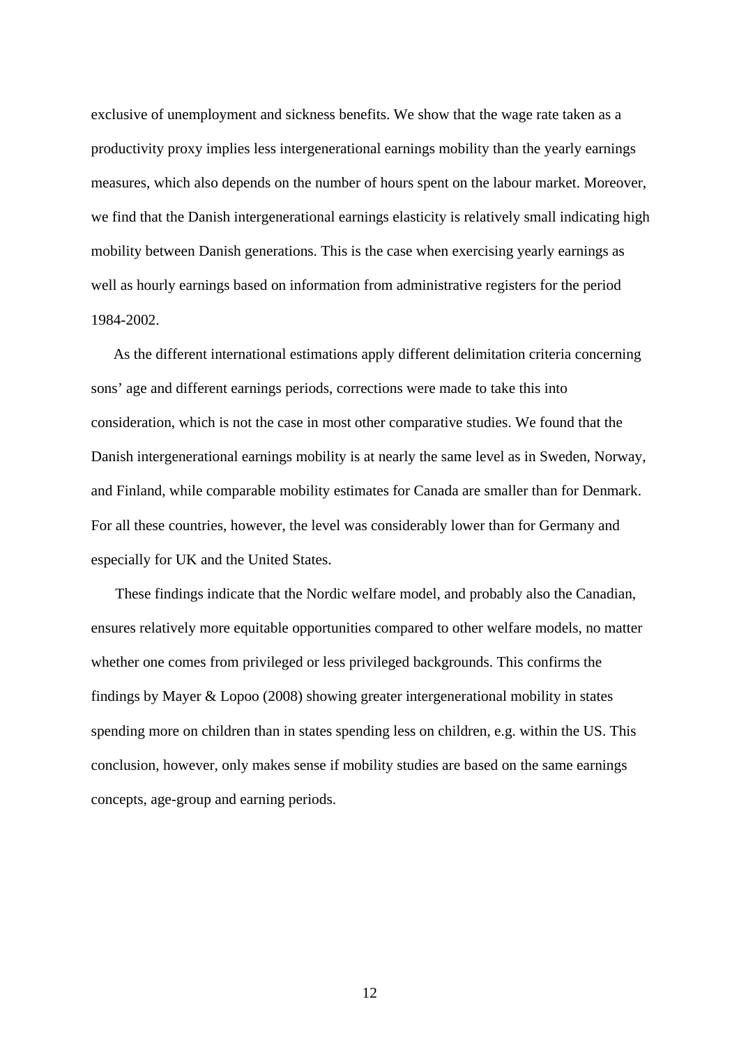exclusive of unemployment and sickness benefits. We show that the wage rate taken as a productivity proxy implies less intergenerational earnings mobility than the yearly earnings measures, which also depends on the number of hours spent on the labour market. Moreover, we find that the Danish intergenerational earnings elasticity is relatively small indicating high mobility between Danish generations. This is the case when exercising yearly earnings as well as hourly earnings based on information from administrative registers for the period 1984-2002.

As the different international estimations apply different delimitation criteria concerning sons' age and different earnings periods, corrections were made to take this into consideration, which is not the case in most other comparative studies. We found that the Danish intergenerational earnings mobility is at nearly the same level as in Sweden, Norway, and Finland, while comparable mobility estimates for Canada are smaller than for Denmark. For all these countries, however, the level was considerably lower than for Germany and especially for UK and the United States.

These findings indicate that the Nordic welfare model, and probably also the Canadian, ensures relatively more equitable opportunities compared to other welfare models, no matter whether one comes from privileged or less privileged backgrounds. This confirms the findings by Mayer & Lopoo (2008) showing greater intergenerational mobility in states spending more on children than in states spending less on children, e.g. within the US. This conclusion, however, only makes sense if mobility studies are based on the same earnings concepts, age-group and earning periods.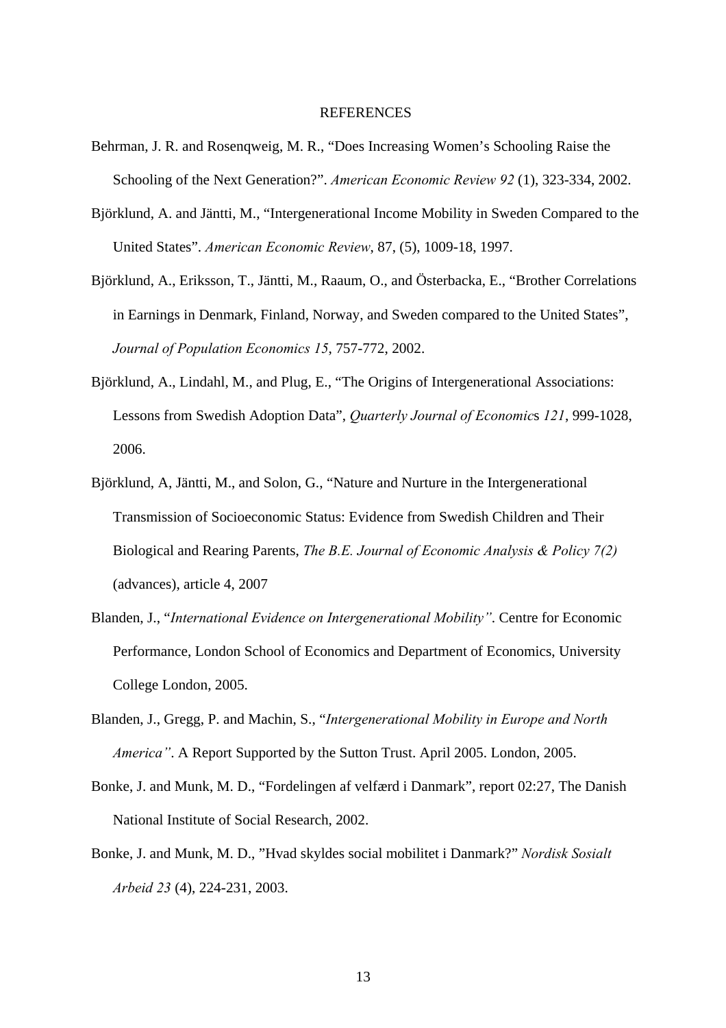# REFERENCES

Behrman, J. R. and Rosenqweig, M. R., "Does Increasing Women's Schooling Raise the Schooling of the Next Generation?". *American Economic Review 92* (1), 323-334, 2002.

Björklund, A. and Jäntti, M., "Intergenerational Income Mobility in Sweden Compared to the United States". *American Economic Review*, 87, (5), 1009-18, 1997.

Björklund, A., Eriksson, T., Jäntti, M., Raaum, O., and Österbacka, E., "Brother Correlations in Earnings in Denmark, Finland, Norway, and Sweden compared to the United States", *Journal of Population Economics 15*, 757-772, 2002.

Björklund, A., Lindahl, M., and Plug, E., "The Origins of Intergenerational Associations: Lessons from Swedish Adoption Data", *Quarterly Journal of Economic*s *121*, 999-1028, 2006.

Björklund, A, Jäntti, M., and Solon, G., "Nature and Nurture in the Intergenerational Transmission of Socioeconomic Status: Evidence from Swedish Children and Their Biological and Rearing Parents, *The B.E. Journal of Economic Analysis & Policy 7(2)* (advances), article 4, 2007

Blanden, J., "*International Evidence on Intergenerational Mobility"*. Centre for Economic Performance, London School of Economics and Department of Economics, University College London, 2005.

Blanden, J., Gregg, P. and Machin, S., "*Intergenerational Mobility in Europe and North America"*. A Report Supported by the Sutton Trust. April 2005. London, 2005.

Bonke, J. and Munk, M. D., "Fordelingen af velfærd i Danmark", report 02:27, The Danish National Institute of Social Research, 2002.

Bonke, J. and Munk, M. D., "Hvad skyldes social mobilitet i Danmark?" *Nordisk Sosialt Arbeid 23* (4), 224-231, 2003.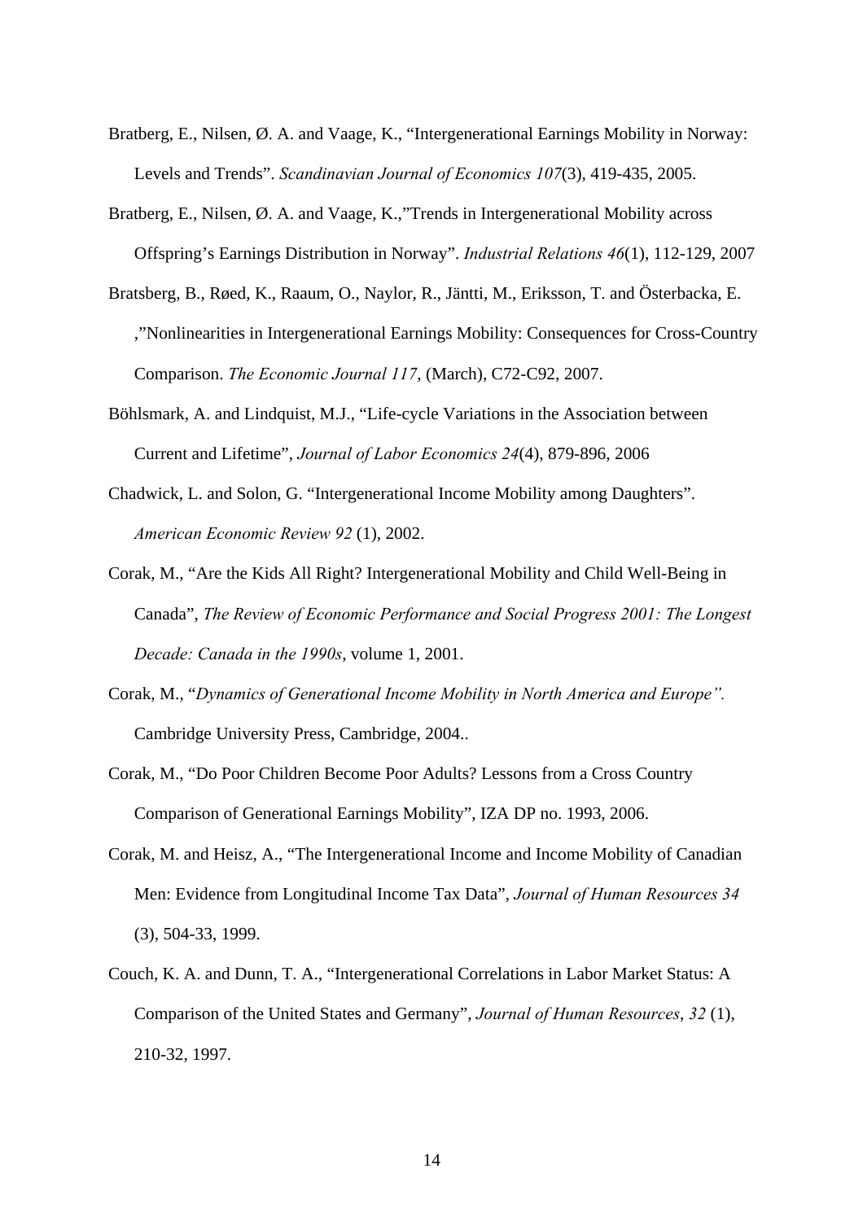Bratberg, E., Nilsen, Ø. A. and Vaage, K., "Intergenerational Earnings Mobility in Norway: Levels and Trends". *Scandinavian Journal of Economics 107*(3), 419-435, 2005.

Bratberg, E., Nilsen, Ø. A. and Vaage, K.,"Trends in Intergenerational Mobility across Offspring's Earnings Distribution in Norway". *Industrial Relations 46*(1), 112-129, 2007

Bratsberg, B., Røed, K., Raaum, O., Naylor, R., Jäntti, M., Eriksson, T. and Österbacka, E. ,"Nonlinearities in Intergenerational Earnings Mobility: Consequences for Cross-Country Comparison. *The Economic Journal 117*, (March), C72-C92, 2007.

Böhlsmark, A. and Lindquist, M.J., "Life-cycle Variations in the Association between Current and Lifetime", *Journal of Labor Economics 24*(4), 879-896, 2006

Chadwick, L. and Solon, G. "Intergenerational Income Mobility among Daughters". *American Economic Review 92* (1), 2002.

Corak, M., "Are the Kids All Right? Intergenerational Mobility and Child Well-Being in Canada", *The Review of Economic Performance and Social Progress 2001: The Longest Decade: Canada in the 1990s*, volume 1, 2001.

Corak, M., "*Dynamics of Generational Income Mobility in North America and Europe".* Cambridge University Press, Cambridge, 2004..

Corak, M., "Do Poor Children Become Poor Adults? Lessons from a Cross Country Comparison of Generational Earnings Mobility", IZA DP no. 1993, 2006.

Corak, M. and Heisz, A., "The Intergenerational Income and Income Mobility of Canadian Men: Evidence from Longitudinal Income Tax Data", *Journal of Human Resources 34* (3), 504-33, 1999.

Couch, K. A. and Dunn, T. A., "Intergenerational Correlations in Labor Market Status: A Comparison of the United States and Germany", *Journal of Human Resources*, *32* (1), 210-32, 1997.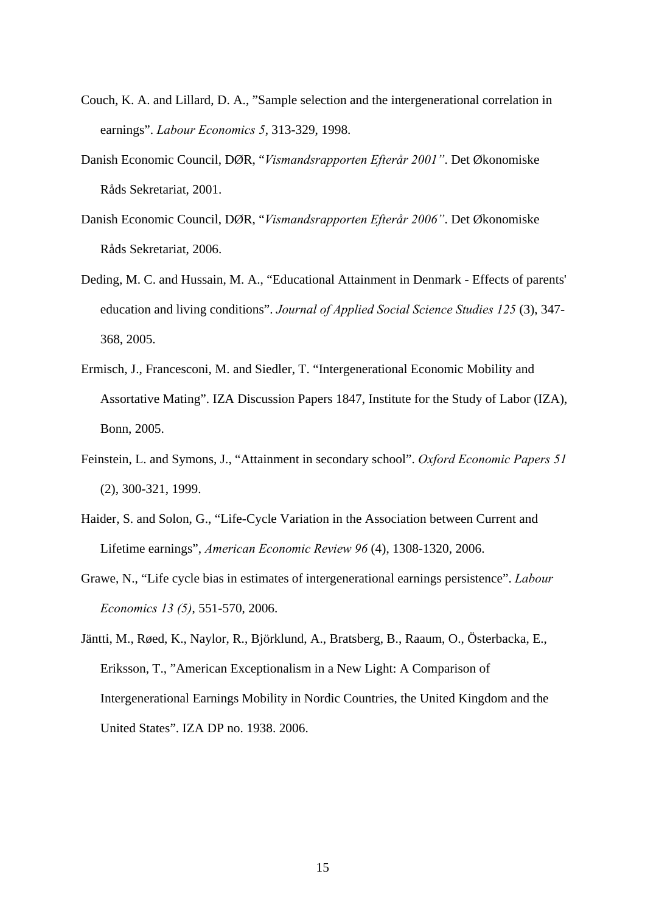Couch, K. A. and Lillard, D. A., ”Sample selection and the intergenerational correlation in earnings”. *Labour Economics 5*, 313-329, 1998.

Danish Economic Council, DØR, “*Vismandsrapporten Efterår 2001”*. Det Økonomiske Råds Sekretariat, 2001.

Danish Economic Council, DØR, “*Vismandsrapporten Efterår 2006”*. Det Økonomiske Råds Sekretariat, 2006.

Deding, M. C. and Hussain, M. A., “Educational Attainment in Denmark - Effects of parents' education and living conditions”. *Journal of Applied Social Science Studies 125* (3), 347-368, 2005.

Ermisch, J., Francesconi, M. and Siedler, T. “Intergenerational Economic Mobility and Assortative Mating”. IZA Discussion Papers 1847, Institute for the Study of Labor (IZA), Bonn, 2005.

Feinstein, L. and Symons, J., “Attainment in secondary school”. *Oxford Economic Papers 51* (2), 300-321, 1999.

Haider, S. and Solon, G., “Life-Cycle Variation in the Association between Current and Lifetime earnings”, *American Economic Review 96* (4), 1308-1320, 2006.

Grawe, N., “Life cycle bias in estimates of intergenerational earnings persistence”. *Labour Economics 13 (5)*, 551-570, 2006.

Jäntti, M., Røed, K., Naylor, R., Björklund, A., Bratsberg, B., Raaum, O., Österbacka, E., Eriksson, T., ”American Exceptionalism in a New Light: A Comparison of Intergenerational Earnings Mobility in Nordic Countries, the United Kingdom and the United States”. IZA DP no. 1938. 2006.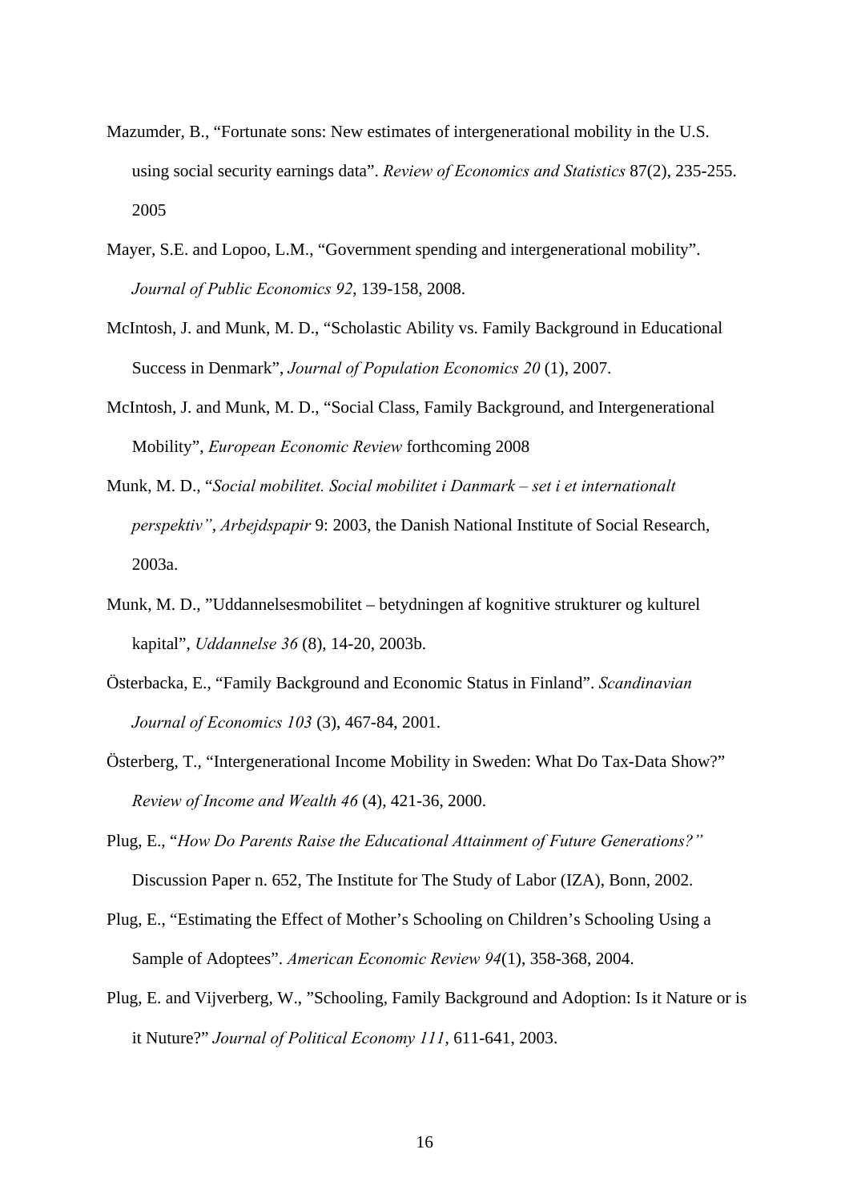Mazumder, B., "Fortunate sons: New estimates of intergenerational mobility in the U.S. using social security earnings data". *Review of Economics and Statistics* 87(2), 235-255. 2005

Mayer, S.E. and Lopoo, L.M., "Government spending and intergenerational mobility". *Journal of Public Economics 92*, 139-158, 2008.

McIntosh, J. and Munk, M. D., "Scholastic Ability vs. Family Background in Educational Success in Denmark", *Journal of Population Economics 20* (1), 2007.

McIntosh, J. and Munk, M. D., "Social Class, Family Background, and Intergenerational Mobility", *European Economic Review* forthcoming 2008

Munk, M. D., "*Social mobilitet. Social mobilitet i Danmark – set i et internationalt perspektiv"*, *Arbejdspapir* 9: 2003, the Danish National Institute of Social Research, 2003a.

Munk, M. D., "Uddannelsesmobilitet – betydningen af kognitive strukturer og kulturel kapital", *Uddannelse 36* (8), 14-20, 2003b.

Österbacka, E., "Family Background and Economic Status in Finland". *Scandinavian Journal of Economics 103* (3), 467-84, 2001.

Österberg, T., "Intergenerational Income Mobility in Sweden: What Do Tax-Data Show?" *Review of Income and Wealth 46* (4), 421-36, 2000.

Plug, E., "*How Do Parents Raise the Educational Attainment of Future Generations?"* Discussion Paper n. 652, The Institute for The Study of Labor (IZA), Bonn, 2002.

Plug, E., "Estimating the Effect of Mother's Schooling on Children's Schooling Using a Sample of Adoptees". *American Economic Review 94*(1), 358-368, 2004.

Plug, E. and Vijverberg, W., "Schooling, Family Background and Adoption: Is it Nature or is it Nuture?" *Journal of Political Economy 111*, 611-641, 2003.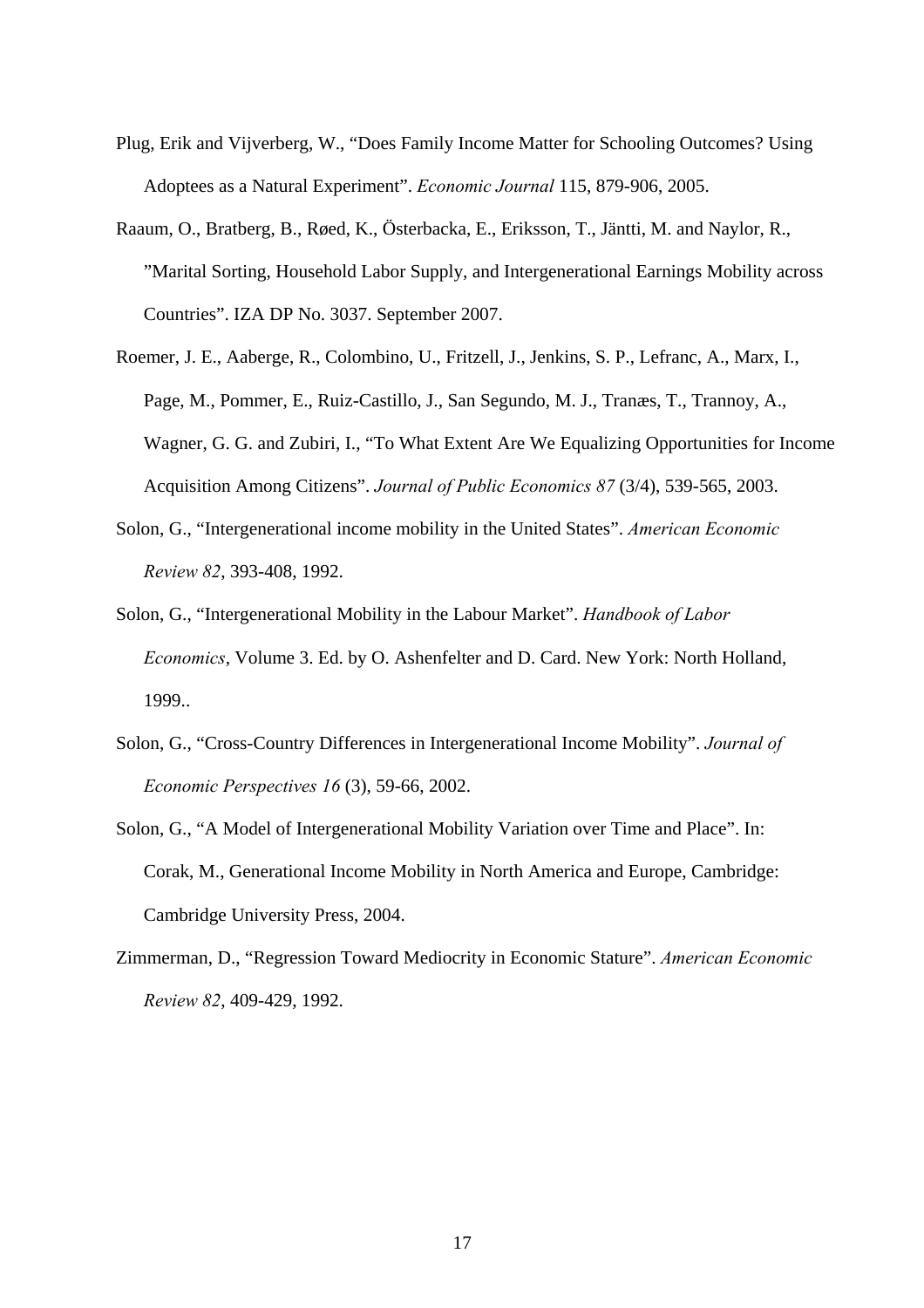Plug, Erik and Vijverberg, W., “Does Family Income Matter for Schooling Outcomes? Using Adoptees as a Natural Experiment”. *Economic Journal* 115, 879-906, 2005.

Raaum, O., Bratberg, B., Røed, K., Österbacka, E., Eriksson, T., Jäntti, M. and Naylor, R., ”Marital Sorting, Household Labor Supply, and Intergenerational Earnings Mobility across Countries”. IZA DP No. 3037. September 2007.

Roemer, J. E., Aaberge, R., Colombino, U., Fritzell, J., Jenkins, S. P., Lefranc, A., Marx, I., Page, M., Pommer, E., Ruiz-Castillo, J., San Segundo, M. J., Tranæs, T., Trannoy, A., Wagner, G. G. and Zubiri, I., “To What Extent Are We Equalizing Opportunities for Income Acquisition Among Citizens”. *Journal of Public Economics 87* (3/4), 539-565, 2003.

Solon, G., “Intergenerational income mobility in the United States”. *American Economic Review 82*, 393-408, 1992.

Solon, G., “Intergenerational Mobility in the Labour Market”. *Handbook of Labor Economics*, Volume 3. Ed. by O. Ashenfelter and D. Card. New York: North Holland, 1999..

Solon, G., “Cross-Country Differences in Intergenerational Income Mobility”. *Journal of Economic Perspectives 16* (3), 59-66, 2002.

Solon, G., “A Model of Intergenerational Mobility Variation over Time and Place”. In: Corak, M., Generational Income Mobility in North America and Europe, Cambridge: Cambridge University Press, 2004.

Zimmerman, D., “Regression Toward Mediocrity in Economic Stature”. *American Economic Review 82*, 409-429, 1992.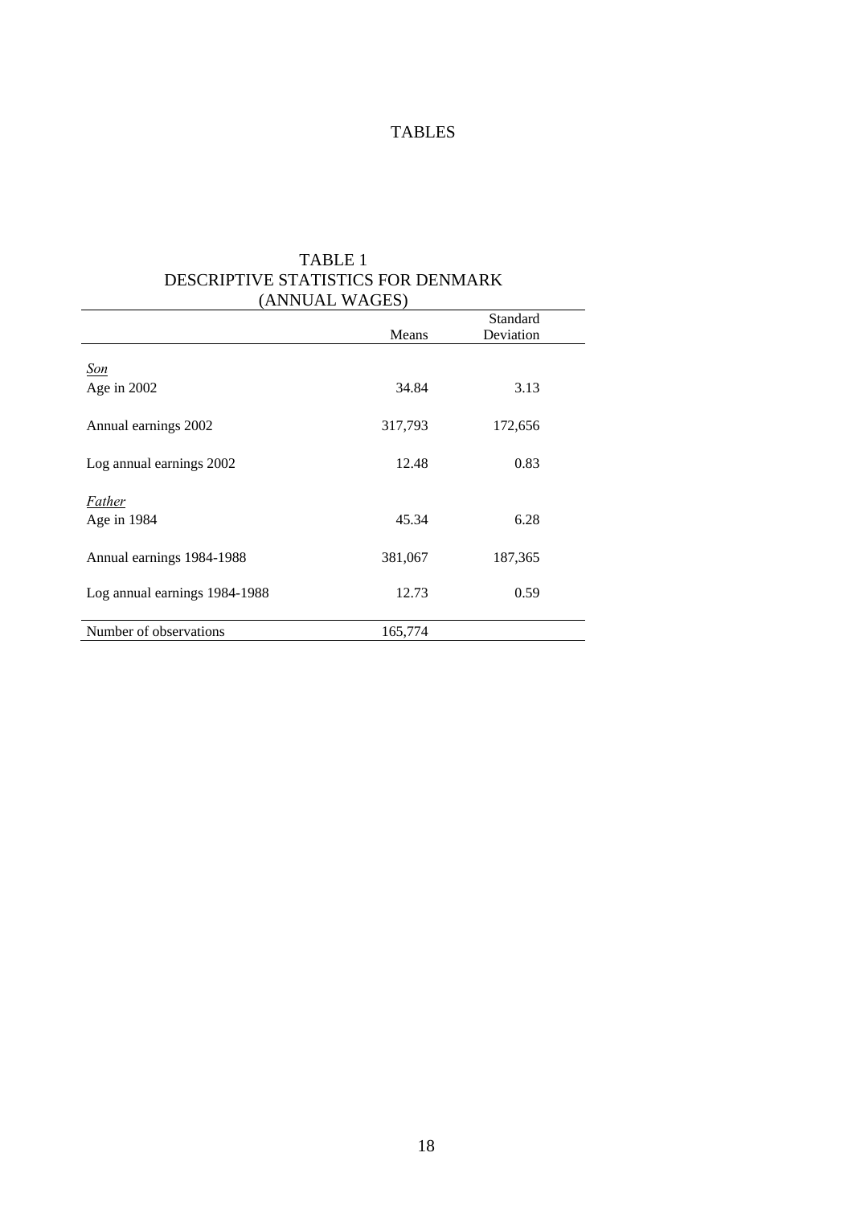# TABLES

## TABLE 1
## DESCRIPTIVE STATISTICS FOR DENMARK
## (ANNUAL WAGES)

| | Means | Standard Deviation |
|---|---|---|
| *Son* | | |
| Age in 2002 | 34.84 | 3.13 |
| Annual earnings 2002 | 317,793 | 172,656 |
| Log annual earnings 2002 | 12.48 | 0.83 |
| *Father* | | |
| Age in 1984 | 45.34 | 6.28 |
| Annual earnings 1984-1988 | 381,067 | 187,365 |
| Log annual earnings 1984-1988 | 12.73 | 0.59 |
| Number of observations | 165,774 | |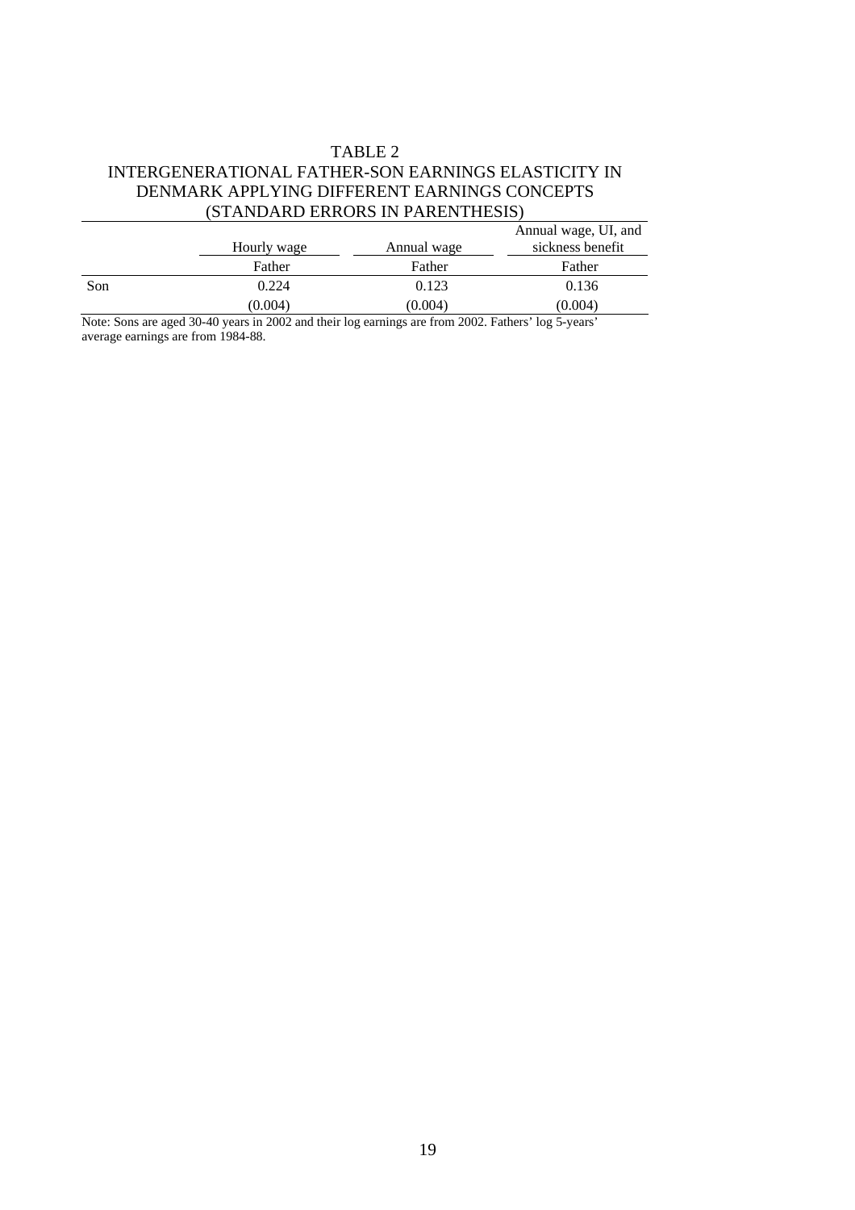TABLE 2
INTERGENERATIONAL FATHER-SON EARNINGS ELASTICITY IN DENMARK APPLYING DIFFERENT EARNINGS CONCEPTS
(STANDARD ERRORS IN PARENTHESIS)

| | Hourly wage | Annual wage | Annual wage, UI, and sickness benefit |
|---|---|---|---|
| | Father | Father | Father |
| Son | 0.224 | 0.123 | 0.136 |
| | (0.004) | (0.004) | (0.004) |

Note: Sons are aged 30-40 years in 2002 and their log earnings are from 2002. Fathers' log 5-years' average earnings are from 1984-88.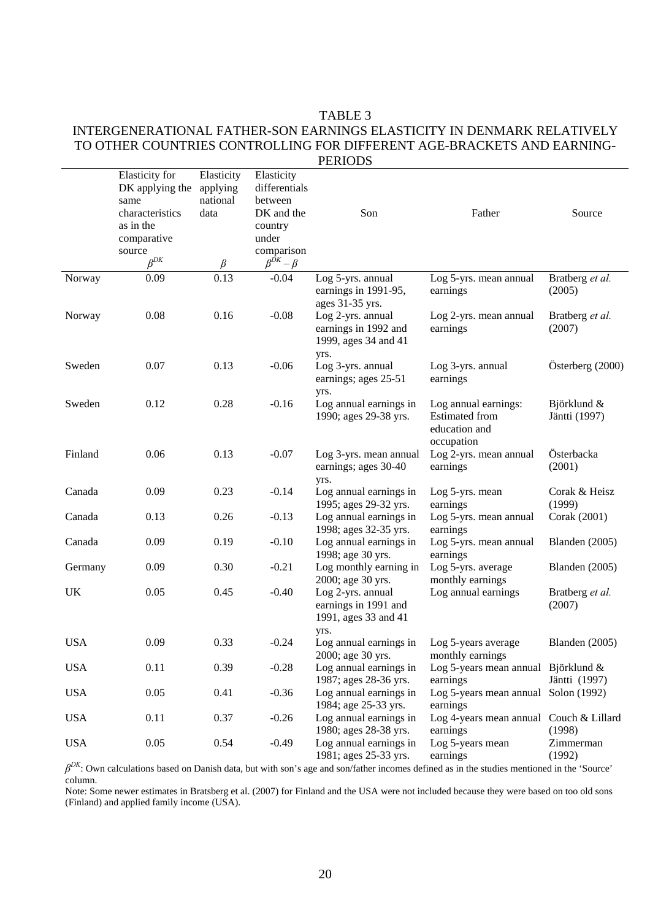TABLE 3

INTERGENERATIONAL FATHER-SON EARNINGS ELASTICITY IN DENMARK RELATIVELY TO OTHER COUNTRIES CONTROLLING FOR DIFFERENT AGE-BRACKETS AND EARNING-PERIODS

| | Elasticity for DK applying the same characteristics as in the comparative source $\beta^{DK}$ | Elasticity applying national data $\beta$ | Elasticity differentials between DK and the country under comparison $\beta^{DK} - \beta$ | Son | Father | Source |
|---|---|---|---|---|---|---|
| Norway | 0.09 | 0.13 | -0.04 | Log 5-yrs. annual earnings in 1991-95, ages 31-35 yrs. | Log 5-yrs. mean annual earnings | Bratberg *et al.* (2005) |
| Norway | 0.08 | 0.16 | -0.08 | Log 2-yrs. annual earnings in 1992 and 1999, ages 34 and 41 yrs. | Log 2-yrs. mean annual earnings | Bratberg *et al.* (2007) |
| Sweden | 0.07 | 0.13 | -0.06 | Log 3-yrs. annual earnings; ages 25-51 yrs. | Log 3-yrs. annual earnings | Österberg (2000) |
| Sweden | 0.12 | 0.28 | -0.16 | Log annual earnings in 1990; ages 29-38 yrs. | Log annual earnings: Estimated from education and occupation | Björklund & Jäntti (1997) |
| Finland | 0.06 | 0.13 | -0.07 | Log 3-yrs. mean annual earnings; ages 30-40 yrs. | Log 2-yrs. mean annual earnings | Österbacka (2001) |
| Canada | 0.09 | 0.23 | -0.14 | Log annual earnings in 1995; ages 29-32 yrs. | Log 5-yrs. mean earnings | Corak & Heisz (1999) |
| Canada | 0.13 | 0.26 | -0.13 | Log annual earnings in 1998; ages 32-35 yrs. | Log 5-yrs. mean annual earnings | Corak (2001) |
| Canada | 0.09 | 0.19 | -0.10 | Log annual earnings in 1998; age 30 yrs. | Log 5-yrs. mean annual earnings | Blanden (2005) |
| Germany | 0.09 | 0.30 | -0.21 | Log monthly earning in 2000; age 30 yrs. | Log 5-yrs. average monthly earnings | Blanden (2005) |
| UK | 0.05 | 0.45 | -0.40 | Log 2-yrs. annual earnings in 1991 and 1991, ages 33 and 41 yrs. | Log annual earnings | Bratberg *et al.* (2007) |
| USA | 0.09 | 0.33 | -0.24 | Log annual earnings in 2000; age 30 yrs. | Log 5-years average monthly earnings | Blanden (2005) |
| USA | 0.11 | 0.39 | -0.28 | Log annual earnings in 1987; ages 28-36 yrs. | Log 5-years mean annual earnings | Björklund & Jäntti (1997) |
| USA | 0.05 | 0.41 | -0.36 | Log annual earnings in 1984; age 25-33 yrs. | Log 5-years mean annual earnings | Solon (1992) |
| USA | 0.11 | 0.37 | -0.26 | Log annual earnings in 1980; ages 28-38 yrs. | Log 4-years mean annual earnings | Couch & Lillard (1998) |
| USA | 0.05 | 0.54 | -0.49 | Log annual earnings in 1981; ages 25-33 yrs. | Log 5-years mean earnings | Zimmerman (1992) |

$\beta^{DK}$: Own calculations based on Danish data, but with son's age and son/father incomes defined as in the studies mentioned in the 'Source' column.

Note: Some newer estimates in Bratsberg et al. (2007) for Finland and the USA were not included because they were based on too old sons (Finland) and applied family income (USA).